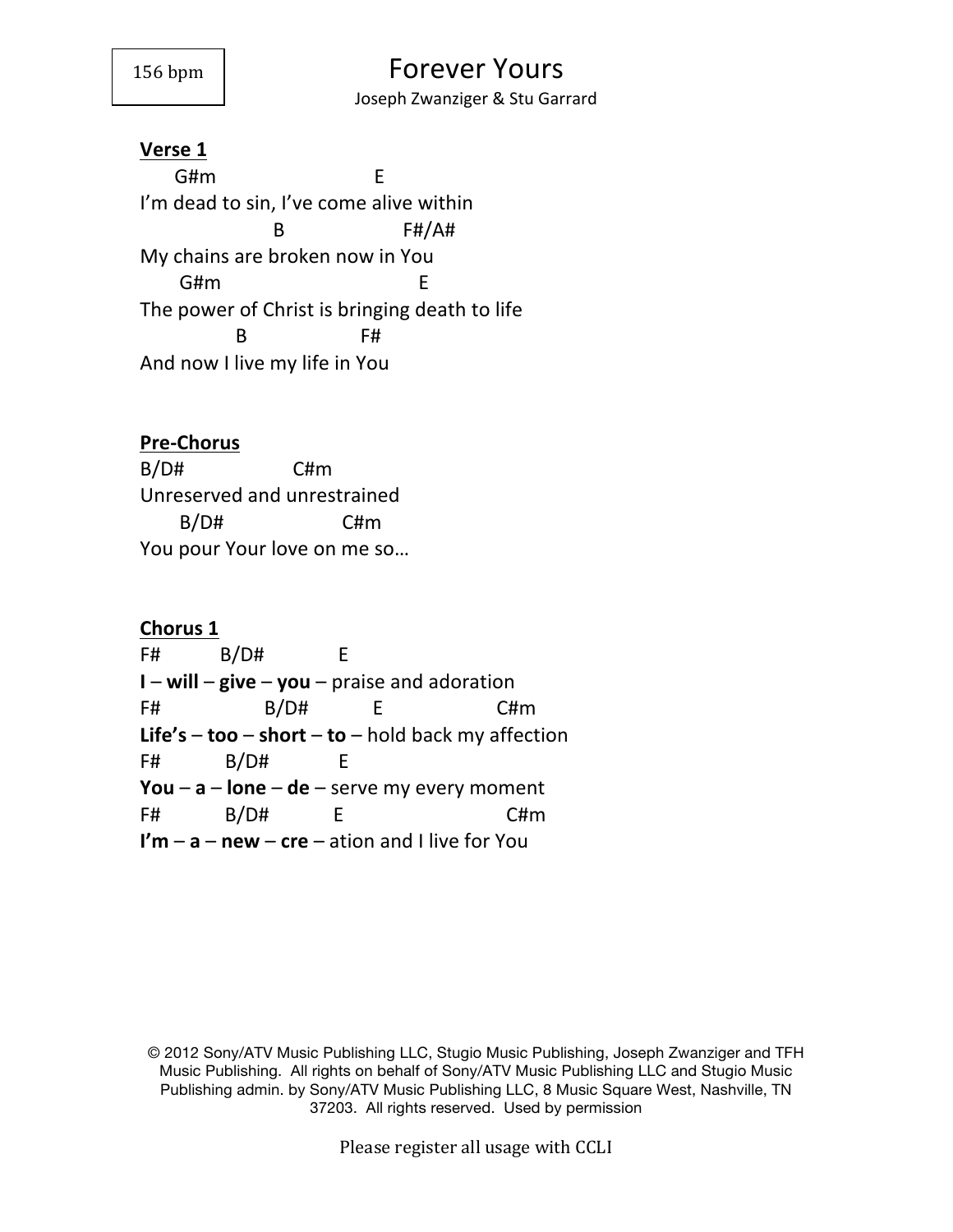156 bpm

# Forever Yours

Joseph Zwanziger & Stu Garrard

## Verse 1

```
      G#m                       E
I'm dead to sin, I've come alive within
                  B                F#/A#
My chains are broken now in You
       G#m                              E
The power of Christ is bringing death to life
              B                  F#
And now I live my life in You
```

## Pre-Chorus

```
B/D#              C#m
Unreserved and unrestrained
       B/D#                C#m
You pour Your love on me so…
```

## Chorus 1

```
F#          B/D#           E
I – will – give – you – praise and adoration
F#              B/D#          E                 C#m
Life's – too – short – to – hold back my affection
F#           B/D#          E
You – a – lone – de – serve my every moment
F#           B/D#          E                     C#m
I'm – a – new – cre – ation and I live for You
```

© 2012 Sony/ATV Music Publishing LLC, Stugio Music Publishing, Joseph Zwanziger and TFH Music Publishing. All rights on behalf of Sony/ATV Music Publishing LLC and Stugio Music Publishing admin. by Sony/ATV Music Publishing LLC, 8 Music Square West, Nashville, TN 37203. All rights reserved. Used by permission

Please register all usage with CCLI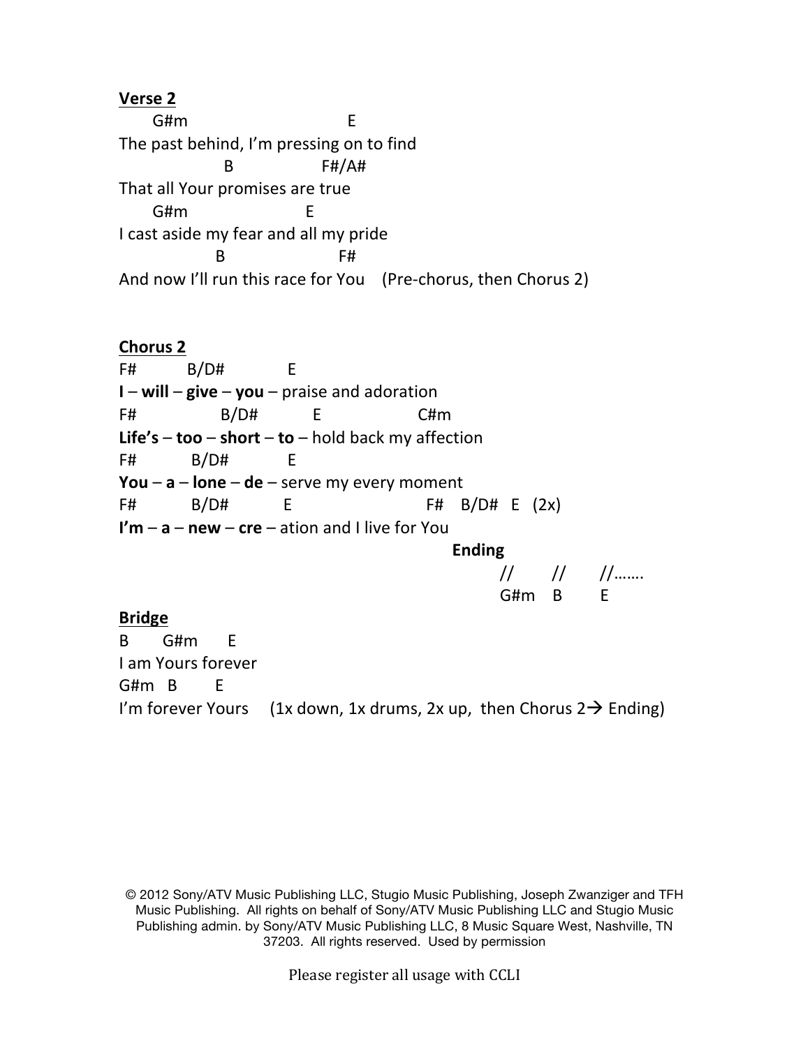**Verse 2**

```
      G#m                              E
The past behind, I'm pressing on to find
                   B                  F#/A#
That all Your promises are true
      G#m                      E
I cast aside my fear and all my pride
                 B                    F#
And now I'll run this race for You    (Pre-chorus, then Chorus 2)
```

**Chorus 2**

```
F#          B/D#            E
I – will – give – you – praise and adoration
F#               B/D#           E                    C#m
Life's – too – short – to – hold back my affection
F#           B/D#           E
You – a – lone – de – serve my every moment
F#           B/D#           E                        F#    B/D#   E   (2x)
I'm – a – new – cre – ation and I live for You
```

**Ending**

```
//      //      //…….
G#m     B       E
```

**Bridge**

```
B       G#m      E
I am Yours forever
G#m   B        E
I'm forever Yours     (1x down, 1x drums, 2x up,  then Chorus 2→ Ending)
```

© 2012 Sony/ATV Music Publishing LLC, Stugio Music Publishing, Joseph Zwanziger and TFH Music Publishing. All rights on behalf of Sony/ATV Music Publishing LLC and Stugio Music Publishing admin. by Sony/ATV Music Publishing LLC, 8 Music Square West, Nashville, TN 37203. All rights reserved. Used by permission

Please register all usage with CCLI